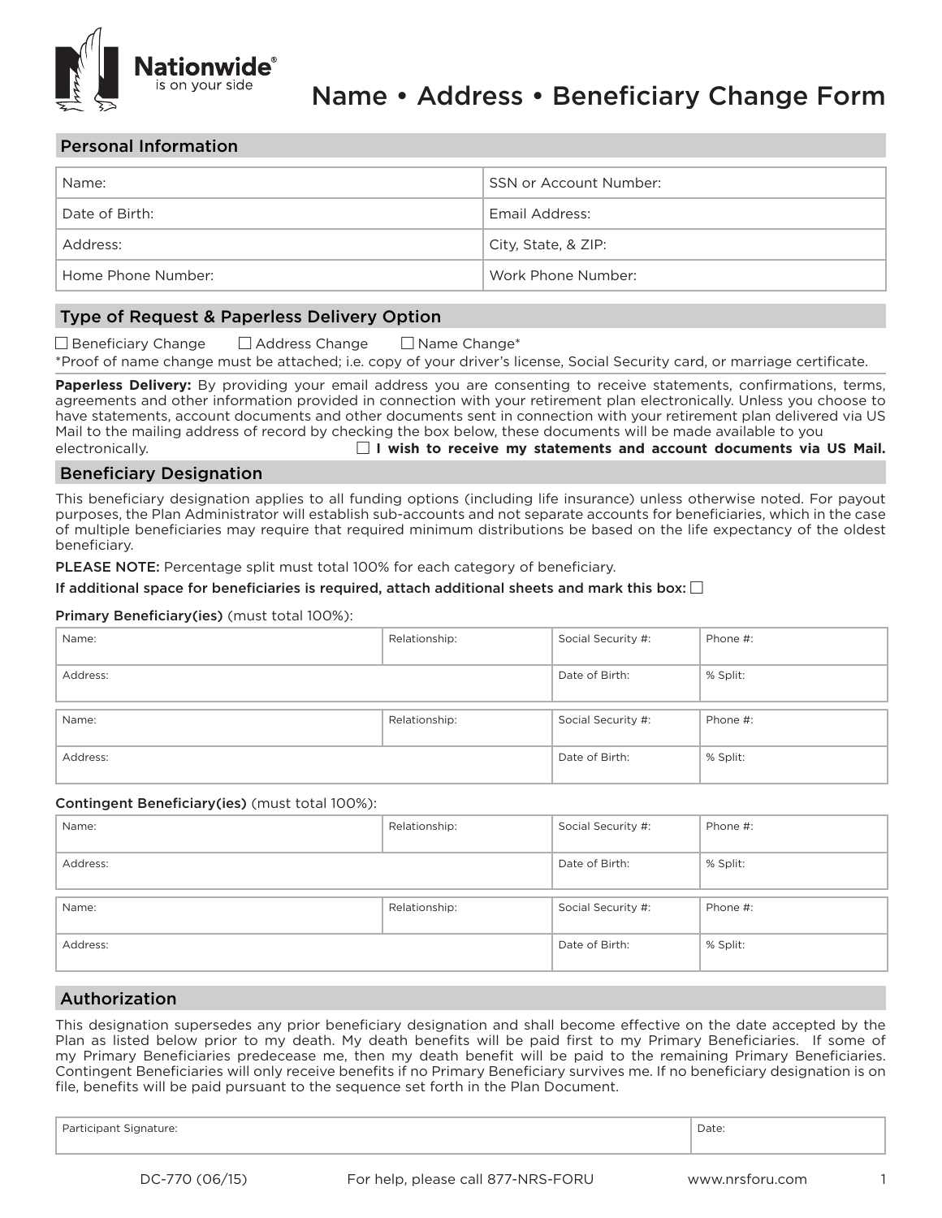Nationwide® is on your side

# Name • Address • Beneficiary Change Form

## Personal Information

| Name: | SSN or Account Number: |
| --- | --- |
| Date of Birth: | Email Address: |
| Address: | City, State, & ZIP: |
| Home Phone Number: | Work Phone Number: |

## Type of Request & Paperless Delivery Option

☐ Beneficiary Change ☐ Address Change ☐ Name Change*

*Proof of name change must be attached; i.e. copy of your driver's license, Social Security card, or marriage certificate.

**Paperless Delivery:** By providing your email address you are consenting to receive statements, confirmations, terms, agreements and other information provided in connection with your retirement plan electronically. Unless you choose to have statements, account documents and other documents sent in connection with your retirement plan delivered via US Mail to the mailing address of record by checking the box below, these documents will be made available to you electronically. ☐ **I wish to receive my statements and account documents via US Mail.**

## Beneficiary Designation

This beneficiary designation applies to all funding options (including life insurance) unless otherwise noted. For payout purposes, the Plan Administrator will establish sub-accounts and not separate accounts for beneficiaries, which in the case of multiple beneficiaries may require that required minimum distributions be based on the life expectancy of the oldest beneficiary.

PLEASE NOTE: Percentage split must total 100% for each category of beneficiary.

**If additional space for beneficiaries is required, attach additional sheets and mark this box:** ☐

**Primary Beneficiary(ies)** (must total 100%):

| Name: | Relationship: | Social Security #: | Phone #: |
| --- | --- | --- | --- |
| Address: | | Date of Birth: | % Split: |

| Name: | Relationship: | Social Security #: | Phone #: |
| --- | --- | --- | --- |
| Address: | | Date of Birth: | % Split: |

**Contingent Beneficiary(ies)** (must total 100%):

| Name: | Relationship: | Social Security #: | Phone #: |
| --- | --- | --- | --- |
| Address: | | Date of Birth: | % Split: |

| Name: | Relationship: | Social Security #: | Phone #: |
| --- | --- | --- | --- |
| Address: | | Date of Birth: | % Split: |

## Authorization

This designation supersedes any prior beneficiary designation and shall become effective on the date accepted by the Plan as listed below prior to my death. My death benefits will be paid first to my Primary Beneficiaries. If some of my Primary Beneficiaries predecease me, then my death benefit will be paid to the remaining Primary Beneficiaries. Contingent Beneficiaries will only receive benefits if no Primary Beneficiary survives me. If no beneficiary designation is on file, benefits will be paid pursuant to the sequence set forth in the Plan Document.

| Participant Signature: | Date: |
| --- | --- |

DC-770 (06/15) For help, please call 877-NRS-FORU www.nrsforu.com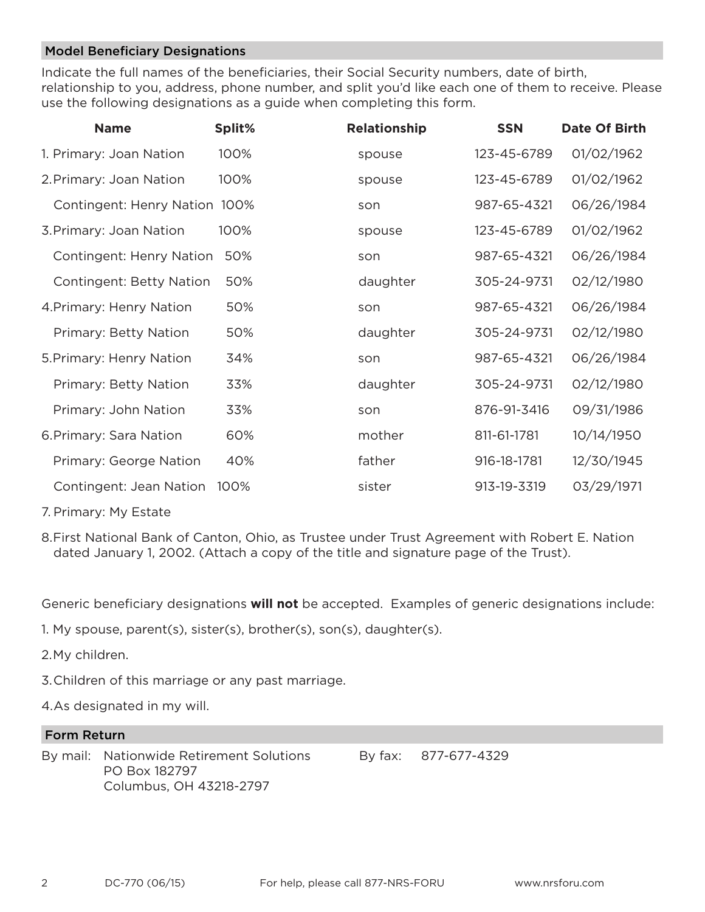## Model Beneficiary Designations

Indicate the full names of the beneficiaries, their Social Security numbers, date of birth, relationship to you, address, phone number, and split you'd like each one of them to receive. Please use the following designations as a guide when completing this form.

| Name | Split% | Relationship | SSN | Date Of Birth |
|---|---|---|---|---|
| 1. Primary: Joan Nation | 100% | spouse | 123-45-6789 | 01/02/1962 |
| 2. Primary: Joan Nation | 100% | spouse | 123-45-6789 | 01/02/1962 |
| Contingent: Henry Nation | 100% | son | 987-65-4321 | 06/26/1984 |
| 3. Primary: Joan Nation | 100% | spouse | 123-45-6789 | 01/02/1962 |
| Contingent: Henry Nation | 50% | son | 987-65-4321 | 06/26/1984 |
| Contingent: Betty Nation | 50% | daughter | 305-24-9731 | 02/12/1980 |
| 4. Primary: Henry Nation | 50% | son | 987-65-4321 | 06/26/1984 |
| Primary: Betty Nation | 50% | daughter | 305-24-9731 | 02/12/1980 |
| 5. Primary: Henry Nation | 34% | son | 987-65-4321 | 06/26/1984 |
| Primary: Betty Nation | 33% | daughter | 305-24-9731 | 02/12/1980 |
| Primary: John Nation | 33% | son | 876-91-3416 | 09/31/1986 |
| 6. Primary: Sara Nation | 60% | mother | 811-61-1781 | 10/14/1950 |
| Primary: George Nation | 40% | father | 916-18-1781 | 12/30/1945 |
| Contingent: Jean Nation | 100% | sister | 913-19-3319 | 03/29/1971 |

7. Primary: My Estate

8. First National Bank of Canton, Ohio, as Trustee under Trust Agreement with Robert E. Nation dated January 1, 2002. (Attach a copy of the title and signature page of the Trust).

Generic beneficiary designations **will not** be accepted. Examples of generic designations include:

1. My spouse, parent(s), sister(s), brother(s), son(s), daughter(s).
2. My children.
3. Children of this marriage or any past marriage.
4. As designated in my will.

## Form Return

By mail: Nationwide Retirement Solutions
PO Box 182797
Columbus, OH 43218-2797

By fax: 877-677-4329